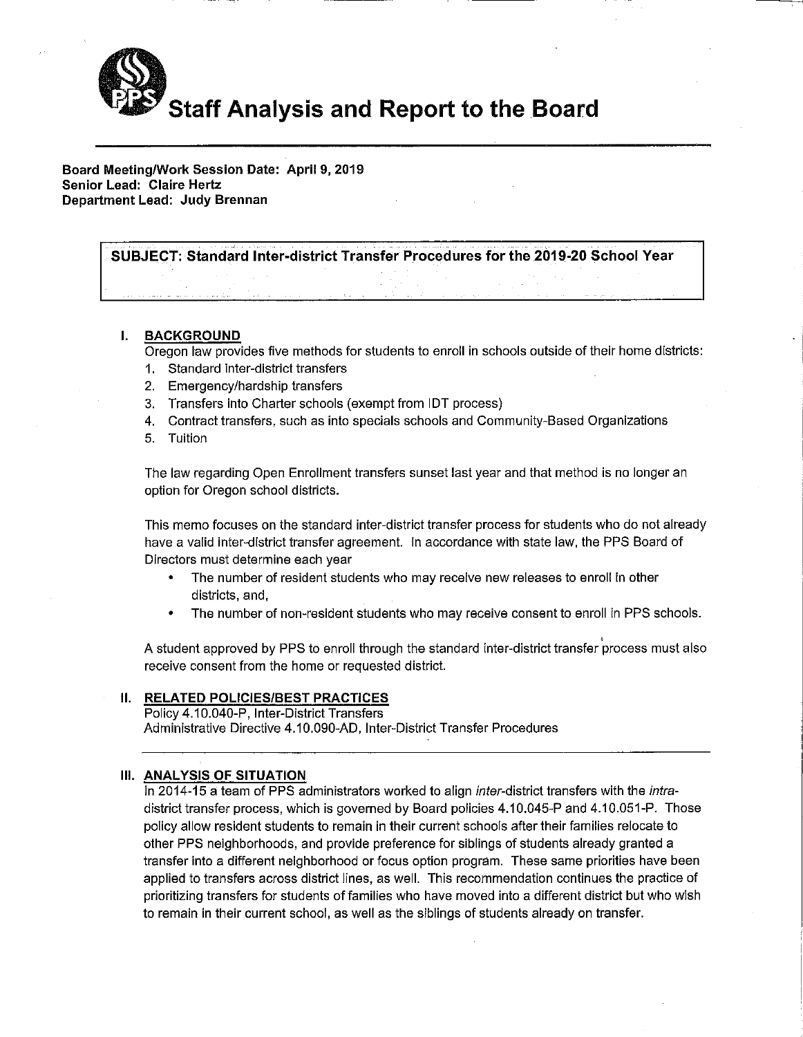# Staff Analysis and Report to the Board

**Board Meeting/Work Session Date: April 9, 2019**
**Senior Lead: Claire Hertz**
**Department Lead: Judy Brennan**

**SUBJECT: Standard Inter-district Transfer Procedures for the 2019-20 School Year**

## I. BACKGROUND

Oregon law provides five methods for students to enroll in schools outside of their home districts:

1. Standard inter-district transfers
2. Emergency/hardship transfers
3. Transfers into Charter schools (exempt from IDT process)
4. Contract transfers, such as into specials schools and Community-Based Organizations
5. Tuition

The law regarding Open Enrollment transfers sunset last year and that method is no longer an option for Oregon school districts.

This memo focuses on the standard inter-district transfer process for students who do not already have a valid inter-district transfer agreement. In accordance with state law, the PPS Board of Directors must determine each year

- The number of resident students who may receive new releases to enroll in other districts, and,
- The number of non-resident students who may receive consent to enroll in PPS schools.

A student approved by PPS to enroll through the standard inter-district transfer process must also receive consent from the home or requested district.

## II. RELATED POLICIES/BEST PRACTICES

Policy 4.10.040-P, Inter-District Transfers
Administrative Directive 4.10.090-AD, Inter-District Transfer Procedures

## III. ANALYSIS OF SITUATION

In 2014-15 a team of PPS administrators worked to align *inter*-district transfers with the *intra*-district transfer process, which is governed by Board policies 4.10.045-P and 4.10.051-P. Those policy allow resident students to remain in their current schools after their families relocate to other PPS neighborhoods, and provide preference for siblings of students already granted a transfer into a different neighborhood or focus option program. These same priorities have been applied to transfers across district lines, as well. This recommendation continues the practice of prioritizing transfers for students of families who have moved into a different district but who wish to remain in their current school, as well as the siblings of students already on transfer.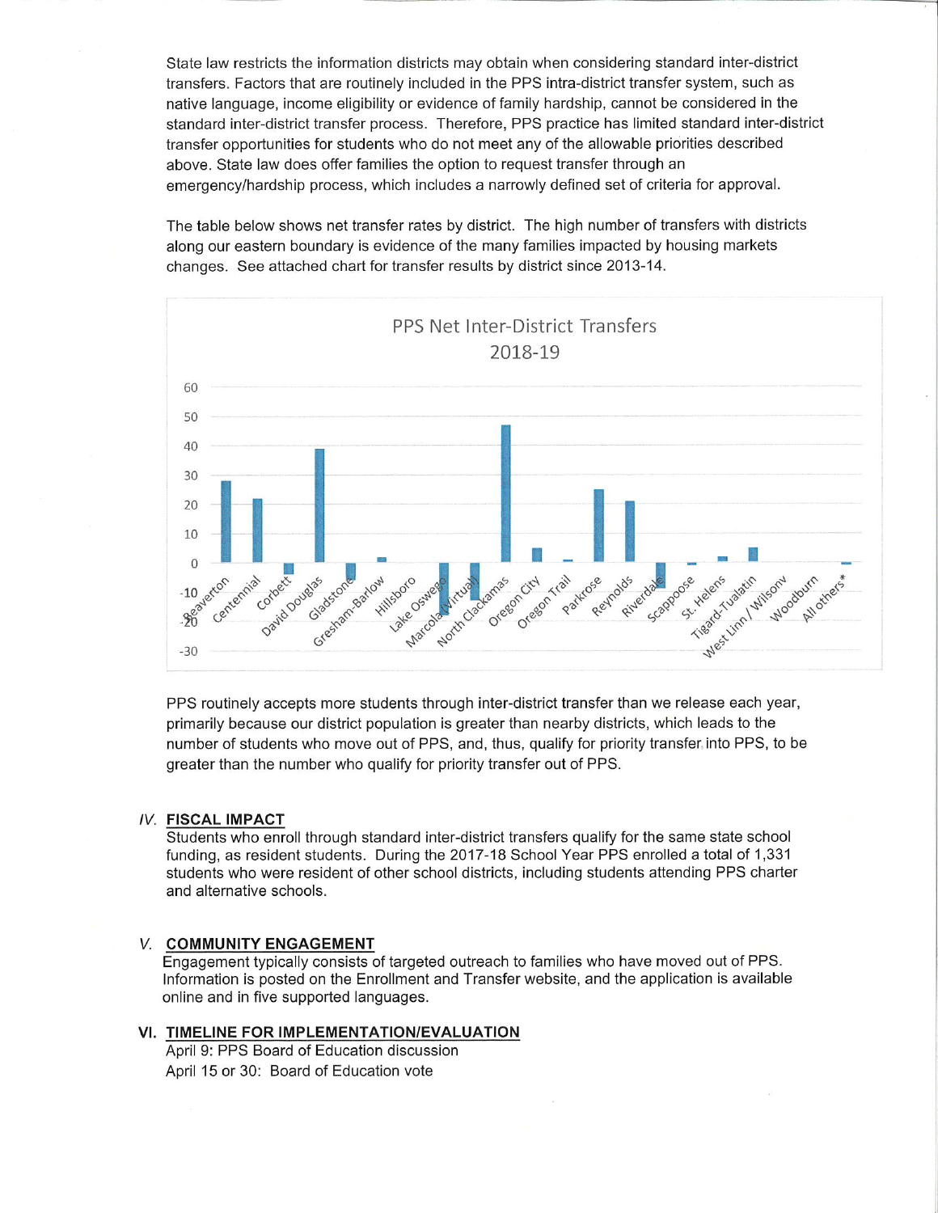State law restricts the information districts may obtain when considering standard inter-district transfers. Factors that are routinely included in the PPS intra-district transfer system, such as native language, income eligibility or evidence of family hardship, cannot be considered in the standard inter-district transfer process. Therefore, PPS practice has limited standard inter-district transfer opportunities for students who do not meet any of the allowable priorities described above. State law does offer families the option to request transfer through an emergency/hardship process, which includes a narrowly defined set of criteria for approval.

The table below shows net transfer rates by district. The high number of transfers with districts along our eastern boundary is evidence of the many families impacted by housing markets changes. See attached chart for transfer results by district since 2013-14.

PPS Net Inter-District Transfers 2018-19

PPS routinely accepts more students through inter-district transfer than we release each year, primarily because our district population is greater than nearby districts, which leads to the number of students who move out of PPS, and, thus, qualify for priority transfer into PPS, to be greater than the number who qualify for priority transfer out of PPS.

## IV. FISCAL IMPACT

Students who enroll through standard inter-district transfers qualify for the same state school funding, as resident students. During the 2017-18 School Year PPS enrolled a total of 1,331 students who were resident of other school districts, including students attending PPS charter and alternative schools.

## V. COMMUNITY ENGAGEMENT

Engagement typically consists of targeted outreach to families who have moved out of PPS. Information is posted on the Enrollment and Transfer website, and the application is available online and in five supported languages.

## VI. TIMELINE FOR IMPLEMENTATION/EVALUATION

April 9: PPS Board of Education discussion
April 15 or 30: Board of Education vote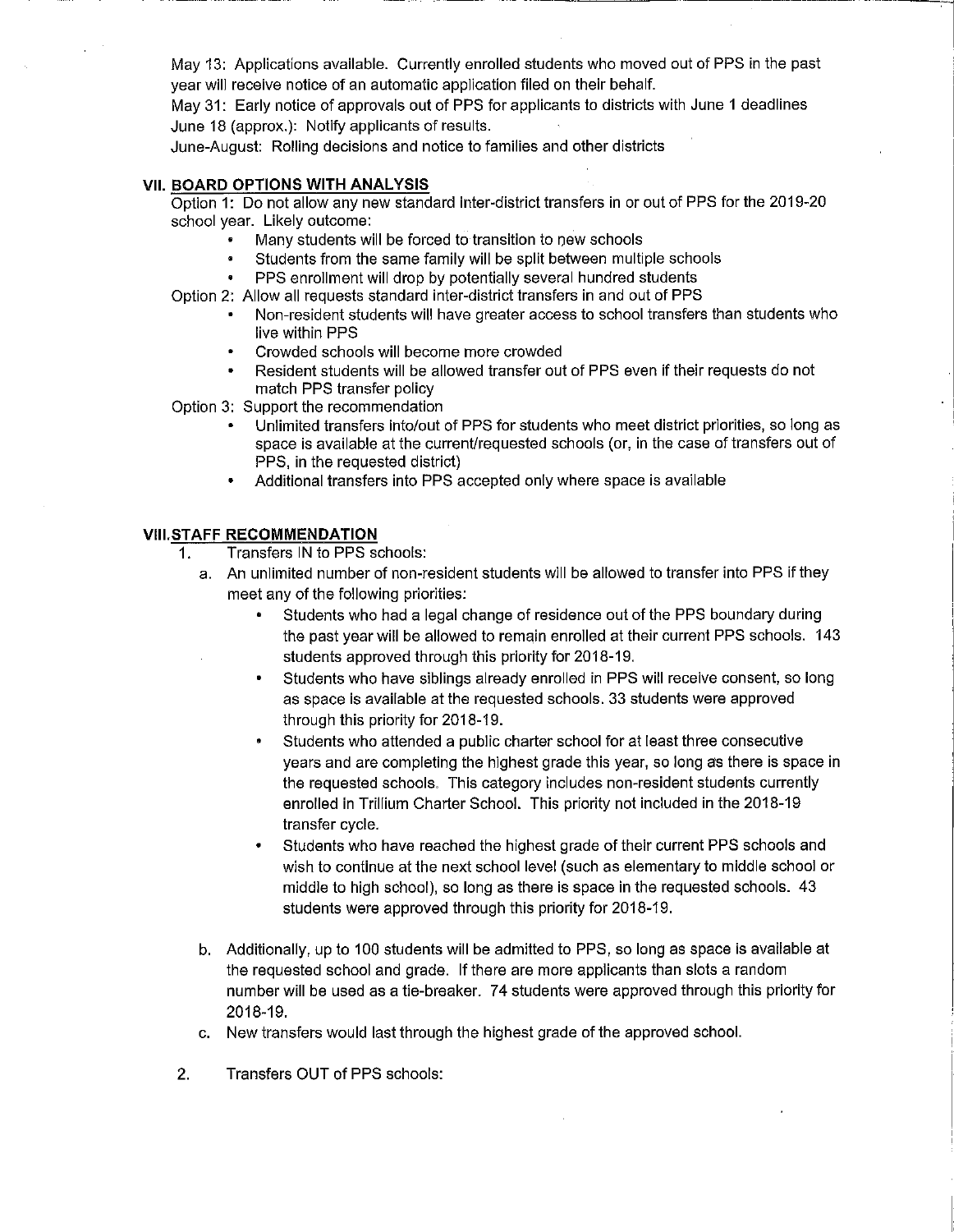May 13: Applications available. Currently enrolled students who moved out of PPS in the past year will receive notice of an automatic application filed on their behalf.
May 31: Early notice of approvals out of PPS for applicants to districts with June 1 deadlines
June 18 (approx.): Notify applicants of results.
June-August: Rolling decisions and notice to families and other districts

## VII. BOARD OPTIONS WITH ANALYSIS

Option 1: Do not allow any new standard inter-district transfers in or out of PPS for the 2019-20 school year. Likely outcome:

- Many students will be forced to transition to new schools
- Students from the same family will be split between multiple schools
- PPS enrollment will drop by potentially several hundred students

Option 2: Allow all requests standard inter-district transfers in and out of PPS

- Non-resident students will have greater access to school transfers than students who live within PPS
- Crowded schools will become more crowded
- Resident students will be allowed transfer out of PPS even if their requests do not match PPS transfer policy

Option 3: Support the recommendation

- Unlimited transfers into/out of PPS for students who meet district priorities, so long as space is available at the current/requested schools (or, in the case of transfers out of PPS, in the requested district)
- Additional transfers into PPS accepted only where space is available

## VIII. STAFF RECOMMENDATION

1. Transfers IN to PPS schools:
   a. An unlimited number of non-resident students will be allowed to transfer into PPS if they meet any of the following priorities:
      - Students who had a legal change of residence out of the PPS boundary during the past year will be allowed to remain enrolled at their current PPS schools. 143 students approved through this priority for 2018-19.
      - Students who have siblings already enrolled in PPS will receive consent, so long as space is available at the requested schools. 33 students were approved through this priority for 2018-19.
      - Students who attended a public charter school for at least three consecutive years and are completing the highest grade this year, so long as there is space in the requested schools. This category includes non-resident students currently enrolled in Trillium Charter School. This priority not included in the 2018-19 transfer cycle.
      - Students who have reached the highest grade of their current PPS schools and wish to continue at the next school level (such as elementary to middle school or middle to high school), so long as there is space in the requested schools. 43 students were approved through this priority for 2018-19.

   b. Additionally, up to 100 students will be admitted to PPS, so long as space is available at the requested school and grade. If there are more applicants than slots a random number will be used as a tie-breaker. 74 students were approved through this priority for 2018-19.
   c. New transfers would last through the highest grade of the approved school.

2. Transfers OUT of PPS schools: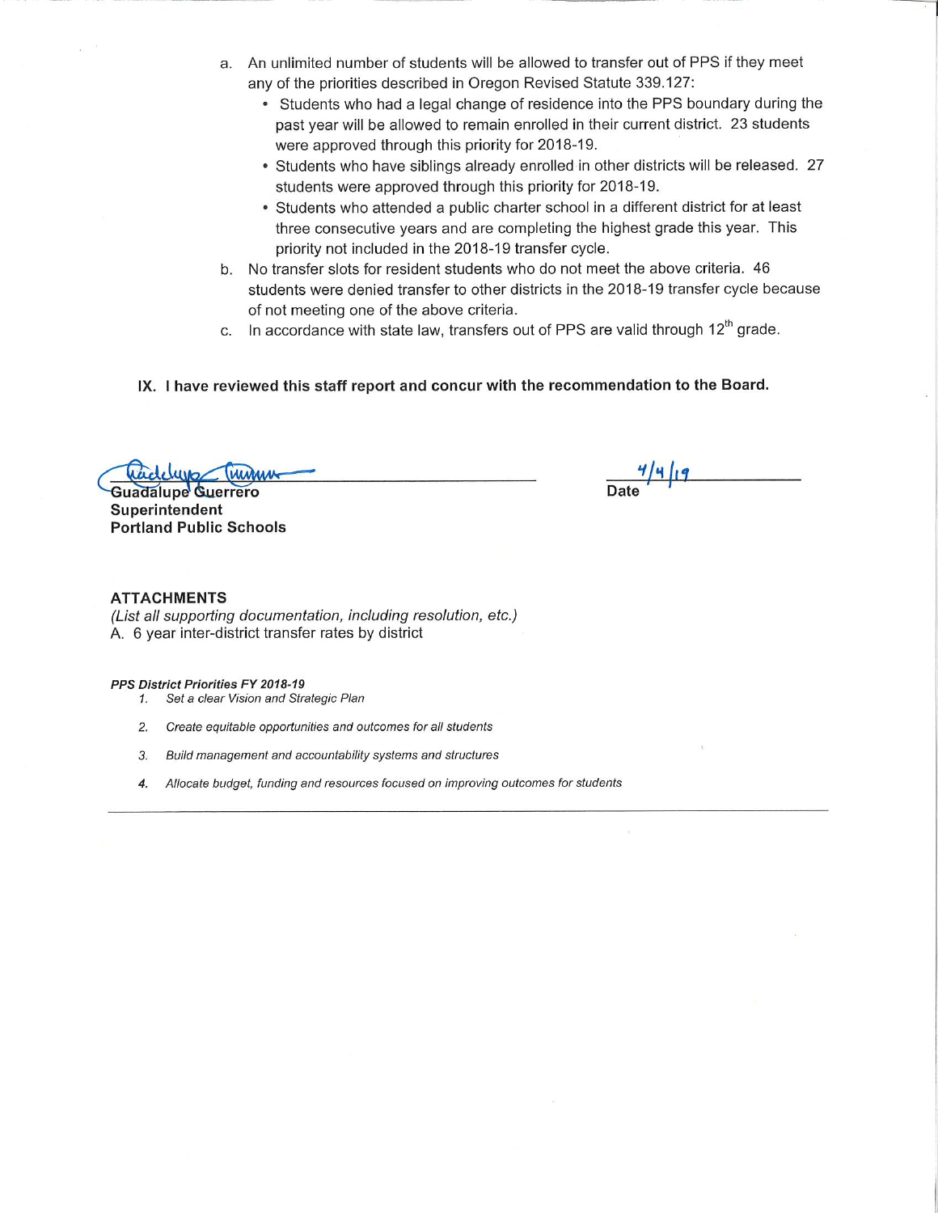a. An unlimited number of students will be allowed to transfer out of PPS if they meet any of the priorities described in Oregon Revised Statute 339.127:
   - Students who had a legal change of residence into the PPS boundary during the past year will be allowed to remain enrolled in their current district. 23 students were approved through this priority for 2018-19.
   - Students who have siblings already enrolled in other districts will be released. 27 students were approved through this priority for 2018-19.
   - Students who attended a public charter school in a different district for at least three consecutive years and are completing the highest grade this year. This priority not included in the 2018-19 transfer cycle.

b. No transfer slots for resident students who do not meet the above criteria. 46 students were denied transfer to other districts in the 2018-19 transfer cycle because of not meeting one of the above criteria.

c. In accordance with state law, transfers out of PPS are valid through 12th grade.

**IX. I have reviewed this staff report and concur with the recommendation to the Board.**

**Guadalupe Guerrero**
**Superintendent**
**Portland Public Schools**

4/4/19
**Date**

**ATTACHMENTS**
*(List all supporting documentation, including resolution, etc.)*
A. 6 year inter-district transfer rates by district

***PPS District Priorities FY 2018-19***
1. *Set a clear Vision and Strategic Plan*
2. *Create equitable opportunities and outcomes for all students*
3. *Build management and accountability systems and structures*
4. *Allocate budget, funding and resources focused on improving outcomes for students*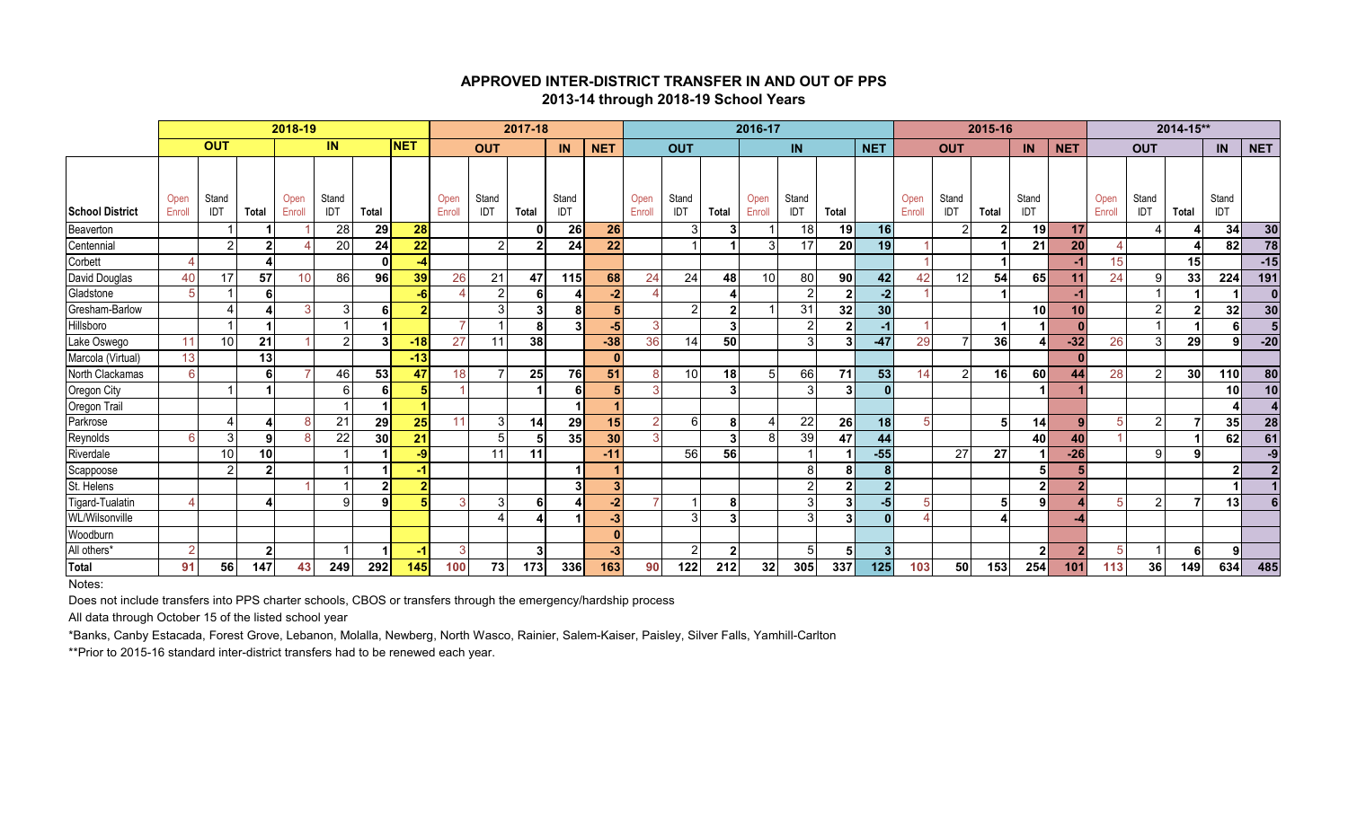## APPROVED INTER-DISTRICT TRANSFER IN AND OUT OF PPS
## 2013-14 through 2018-19 School Years

| | 2018-19 | | | | | | | 2017-18 | | | | | 2016-17 | | | | | | | 2015-16 | | | | | 2014-15** | | | | |
|---|---|---|---|---|---|---|---|---|---|---|---|---|---|---|---|---|---|---|---|---|---|---|---|---|---|---|---|---|---|
| | OUT | | | IN | | | NET | OUT | | | IN | NET | OUT | | | IN | | | NET | OUT | | | IN | NET | OUT | | | IN | NET |
| School District | Open Enroll | Stand IDT | Total | Open Enroll | Stand IDT | Total | | Open Enroll | Stand IDT | Total | Stand IDT | | Open Enroll | Stand IDT | Total | Open Enroll | Stand IDT | Total | | Open Enroll | Stand IDT | Total | Stand IDT | | Open Enroll | Stand IDT | Total | Stand IDT | |
| Beaverton | | 1 | 1 | 1 | 28 | 29 | 28 | | | 0 | 26 | 26 | | 3 | 3 | 1 | 18 | 19 | 16 | | 2 | 2 | 19 | 17 | | 4 | 4 | 34 | 30 |
| Centennial | | 2 | 2 | 4 | 20 | 24 | 22 | | 2 | 2 | 24 | 22 | | 1 | 1 | 3 | 17 | 20 | 19 | 1 | | 1 | 21 | 20 | 4 | | 4 | 82 | 78 |
| Corbett | 4 | | 4 | | | 0 | -4 | | | | | | | | | | | | | 1 | | 1 | | -1 | 15 | | 15 | | -15 |
| David Douglas | 40 | 17 | 57 | 10 | 86 | 96 | 39 | 26 | 21 | 47 | 115 | 68 | 24 | 24 | 48 | 10 | 80 | 90 | 42 | 42 | 12 | 54 | 65 | 11 | 24 | 9 | 33 | 224 | 191 |
| Gladstone | 5 | 1 | 6 | | | | -6 | 4 | 2 | 6 | 4 | -2 | 4 | | 4 | | 2 | 2 | -2 | 1 | | 1 | | -1 | | 1 | 1 | 1 | 0 |
| Gresham-Barlow | | 4 | 4 | 3 | 3 | 6 | 2 | | 3 | 3 | 8 | 5 | | 2 | 2 | 1 | 31 | 32 | 30 | | | | 10 | 10 | | 2 | 2 | 32 | 30 |
| Hillsboro | | 1 | 1 | | 1 | 1 | | 7 | 1 | 8 | 3 | -5 | 3 | | 3 | | 2 | 2 | -1 | 1 | | 1 | 1 | 0 | | 1 | 1 | 6 | 5 |
| Lake Oswego | 11 | 10 | 21 | 1 | 2 | 3 | -18 | 27 | 11 | 38 | | -38 | 36 | 14 | 50 | | 3 | 3 | -47 | 29 | 7 | 36 | 4 | -32 | 26 | 3 | 29 | 9 | -20 |
| Marcola (Virtual) | 13 | | 13 | | | | -13 | | | | | 0 | | | | | | | | | | | | 0 | | | | | |
| North Clackamas | 6 | | 6 | 7 | 46 | 53 | 47 | 18 | 7 | 25 | 76 | 51 | 8 | 10 | 18 | 5 | 66 | 71 | 53 | 14 | 2 | 16 | 60 | 44 | 28 | 2 | 30 | 110 | 80 |
| Oregon City | | 1 | 1 | | 6 | 6 | 5 | 1 | | 1 | 6 | 5 | 3 | | 3 | | 3 | 3 | 0 | | | | 1 | 1 | | | | 10 | 10 |
| Oregon Trail | | | | | 1 | 1 | 1 | | | | 1 | 1 | | | | | | | | | | | | | | | | 4 | 4 |
| Parkrose | | 4 | 4 | 8 | 21 | 29 | 25 | 11 | 3 | 14 | 29 | 15 | 2 | 6 | 8 | 4 | 22 | 26 | 18 | 5 | | 5 | 14 | 9 | 5 | 2 | 7 | 35 | 28 |
| Reynolds | 6 | 3 | 9 | 8 | 22 | 30 | 21 | | 5 | 5 | 35 | 30 | 3 | | 3 | 8 | 39 | 47 | 44 | | | | 40 | 40 | 1 | | 1 | 62 | 61 |
| Riverdale | | 10 | 10 | | 1 | 1 | -9 | | 11 | 11 | | -11 | | 56 | 56 | | 1 | 1 | -55 | | 27 | 27 | 1 | -26 | | 9 | 9 | | -9 |
| Scappoose | | 2 | 2 | | 1 | 1 | -1 | | | | 1 | 1 | | | | | 8 | 8 | 8 | | | | 5 | 5 | | | | 2 | 2 |
| St. Helens | | | | 1 | 1 | 2 | 2 | | | | 3 | 3 | | | | | 2 | 2 | 2 | | | | 2 | 2 | | | | 1 | 1 |
| Tigard-Tualatin | 4 | | 4 | | 9 | 9 | 5 | 3 | 3 | 6 | 4 | -2 | 7 | 1 | 8 | | 3 | 3 | -5 | 5 | | 5 | 9 | 4 | 5 | 2 | 7 | 13 | 6 |
| WL/Wilsonville | | | | | | | | | 4 | 4 | 1 | -3 | | 3 | 3 | | 3 | 3 | 0 | 4 | | 4 | | -4 | | | | | |
| Woodburn | | | | | | | | | | | | 0 | | | | | | | | | | | | | | | | | |
| All others* | 2 | | 2 | | 1 | 1 | -1 | 3 | | 3 | | -3 | | 2 | 2 | | 5 | 5 | 3 | | | | 2 | 2 | 5 | 1 | 6 | 9 | |
| Total | 91 | 56 | 147 | 43 | 249 | 292 | 145 | 100 | 73 | 173 | 336 | 163 | 90 | 122 | 212 | 32 | 305 | 337 | 125 | 103 | 50 | 153 | 254 | 101 | 113 | 36 | 149 | 634 | 485 |

Notes:

Does not include transfers into PPS charter schools, CBOS or transfers through the emergency/hardship process

All data through October 15 of the listed school year

*Banks, Canby Estacada, Forest Grove, Lebanon, Molalla, Newberg, North Wasco, Rainier, Salem-Kaiser, Paisley, Silver Falls, Yamhill-Carlton

**Prior to 2015-16 standard inter-district transfers had to be renewed each year.